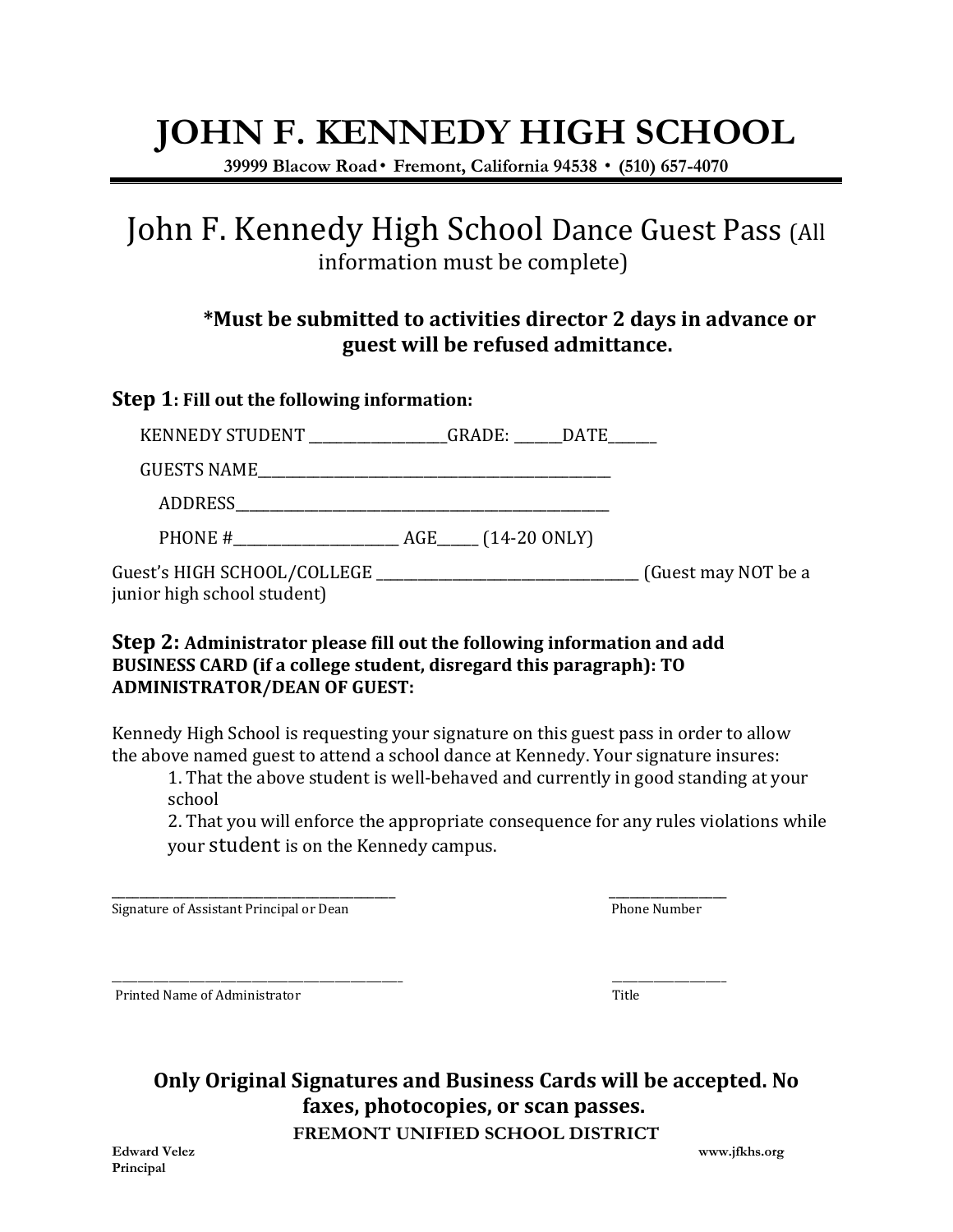# JOHN F. KENNEDY HIGH SCHOOL

**39999 Blacow Road • Fremont, California 94538 • (510) 657-4070**

## John F. Kennedy High School Dance Guest Pass (All information must be complete)

**\*Must be submitted to activities director 2 days in advance or guest will be refused admittance.**

**Step 1: Fill out the following information:**

KENNEDY STUDENT ____________________GRADE: _______DATE_______

GUESTS NAME_____________________________________________________

ADDRESS_____________________________________________________

PHONE #________________________ AGE______ (14-20 ONLY)

Guest's HIGH SCHOOL/COLLEGE ______________________________________ (Guest may NOT be a junior high school student)

**Step 2: Administrator please fill out the following information and add BUSINESS CARD (if a college student, disregard this paragraph): TO ADMINISTRATOR/DEAN OF GUEST:**

Kennedy High School is requesting your signature on this guest pass in order to allow the above named guest to attend a school dance at Kennedy. Your signature insures:

1. That the above student is well-behaved and currently in good standing at your school
2. That you will enforce the appropriate consequence for any rules violations while your student is on the Kennedy campus.

_____________________________________________ __________________

Signature of Assistant Principal or Dean — Phone Number

_____________________________________________ __________________

Printed Name of Administrator — Title

**Only Original Signatures and Business Cards will be accepted. No faxes, photocopies, or scan passes.**

**FREMONT UNIFIED SCHOOL DISTRICT**

**Edward Velez**
**Principal**

**www.jfkhs.org**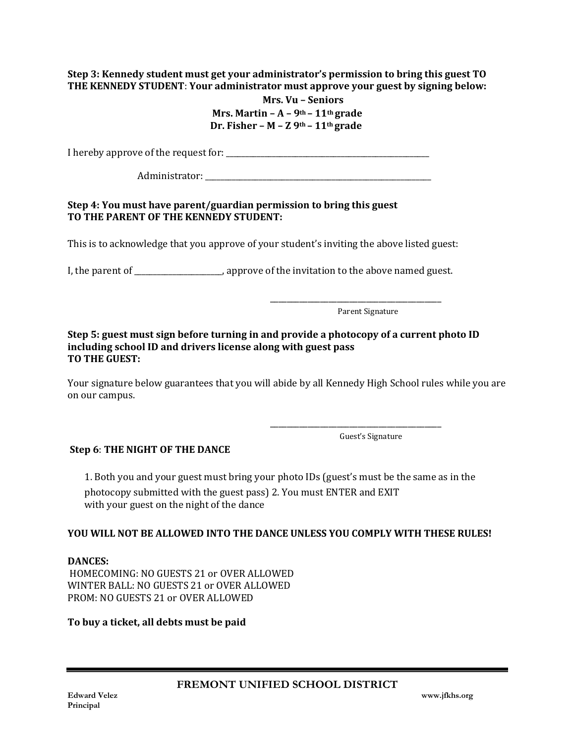**Step 3: Kennedy student must get your administrator's permission to bring this guest TO THE KENNEDY STUDENT**: **Your administrator must approve your guest by signing below:**

**Mrs. Vu – Seniors**

**Mrs. Martin – A – 9th – 11th grade**

**Dr. Fisher – M – Z 9th – 11th grade**

I hereby approve of the request for: ______________________________________________________

Administrator: ______________________________________________________________

**Step 4: You must have parent/guardian permission to bring this guest**
**TO THE PARENT OF THE KENNEDY STUDENT:**

This is to acknowledge that you approve of your student's inviting the above listed guest:

I, the parent of ______________________, approve of the invitation to the above named guest.

_____________________________________________

Parent Signature

**Step 5: guest must sign before turning in and provide a photocopy of a current photo ID including school ID and drivers license along with guest pass**
**TO THE GUEST:**

Your signature below guarantees that you will abide by all Kennedy High School rules while you are on our campus.

_____________________________________________

Guest's Signature

**Step 6**: **THE NIGHT OF THE DANCE**

1. Both you and your guest must bring your photo IDs (guest's must be the same as in the photocopy submitted with the guest pass) 2. You must ENTER and EXIT with your guest on the night of the dance

**YOU WILL NOT BE ALLOWED INTO THE DANCE UNLESS YOU COMPLY WITH THESE RULES!**

**DANCES:**

HOMECOMING: NO GUESTS 21 or OVER ALLOWED
WINTER BALL: NO GUESTS 21 or OVER ALLOWED
PROM: NO GUESTS 21 or OVER ALLOWED

**To buy a ticket, all debts must be paid**